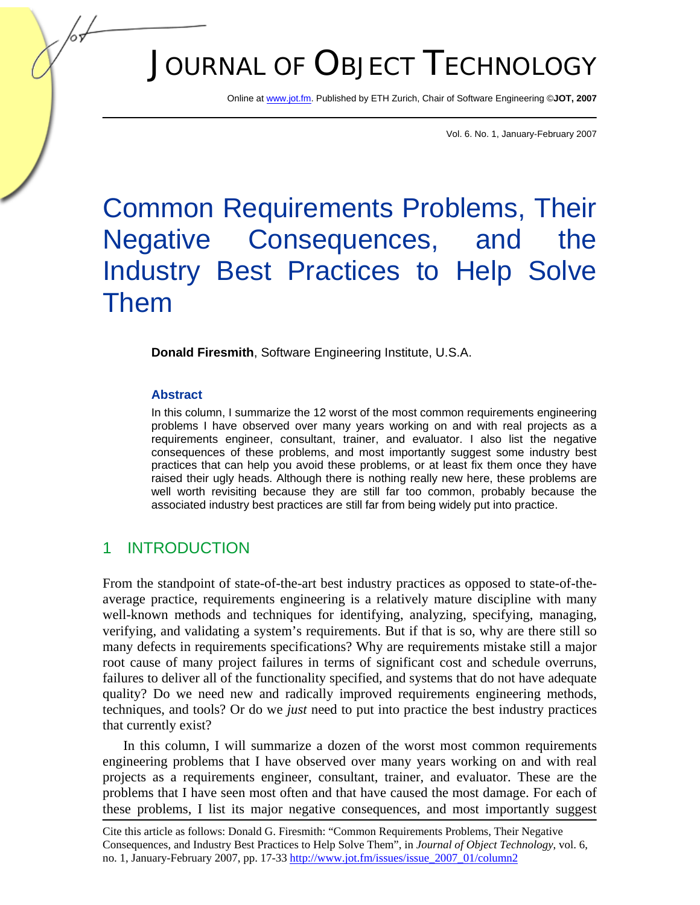# Common Requirements Problems, Their Negative Consequences, and the Industry Best Practices to Help Solve Them

**Donald Firesmith**, Software Engineering Institute, U.S.A.

### Abstract

In this column, I summarize the 12 worst of the most common requirements engineering problems I have observed over many years working on and with real projects as a requirements engineer, consultant, trainer, and evaluator. I also list the negative consequences of these problems, and most importantly suggest some industry best practices that can help you avoid these problems, or at least fix them once they have raised their ugly heads. Although there is nothing really new here, these problems are well worth revisiting because they are still far too common, probably because the associated industry best practices are still far from being widely put into practice.

## 1 INTRODUCTION

From the standpoint of state-of-the-art best industry practices as opposed to state-of-the-average practice, requirements engineering is a relatively mature discipline with many well-known methods and techniques for identifying, analyzing, specifying, managing, verifying, and validating a system's requirements. But if that is so, why are there still so many defects in requirements specifications? Why are requirements mistake still a major root cause of many project failures in terms of significant cost and schedule overruns, failures to deliver all of the functionality specified, and systems that do not have adequate quality? Do we need new and radically improved requirements engineering methods, techniques, and tools? Or do we *just* need to put into practice the best industry practices that currently exist?

In this column, I will summarize a dozen of the worst most common requirements engineering problems that I have observed over many years working on and with real projects as a requirements engineer, consultant, trainer, and evaluator. These are the problems that I have seen most often and that have caused the most damage. For each of these problems, I list its major negative consequences, and most importantly suggest

---

Cite this article as follows: Donald G. Firesmith: "Common Requirements Problems, Their Negative Consequences, and Industry Best Practices to Help Solve Them", in *Journal of Object Technology*, vol. 6, no. 1, January-February 2007, pp. 17-33 http://www.jot.fm/issues/issue_2007_01/column2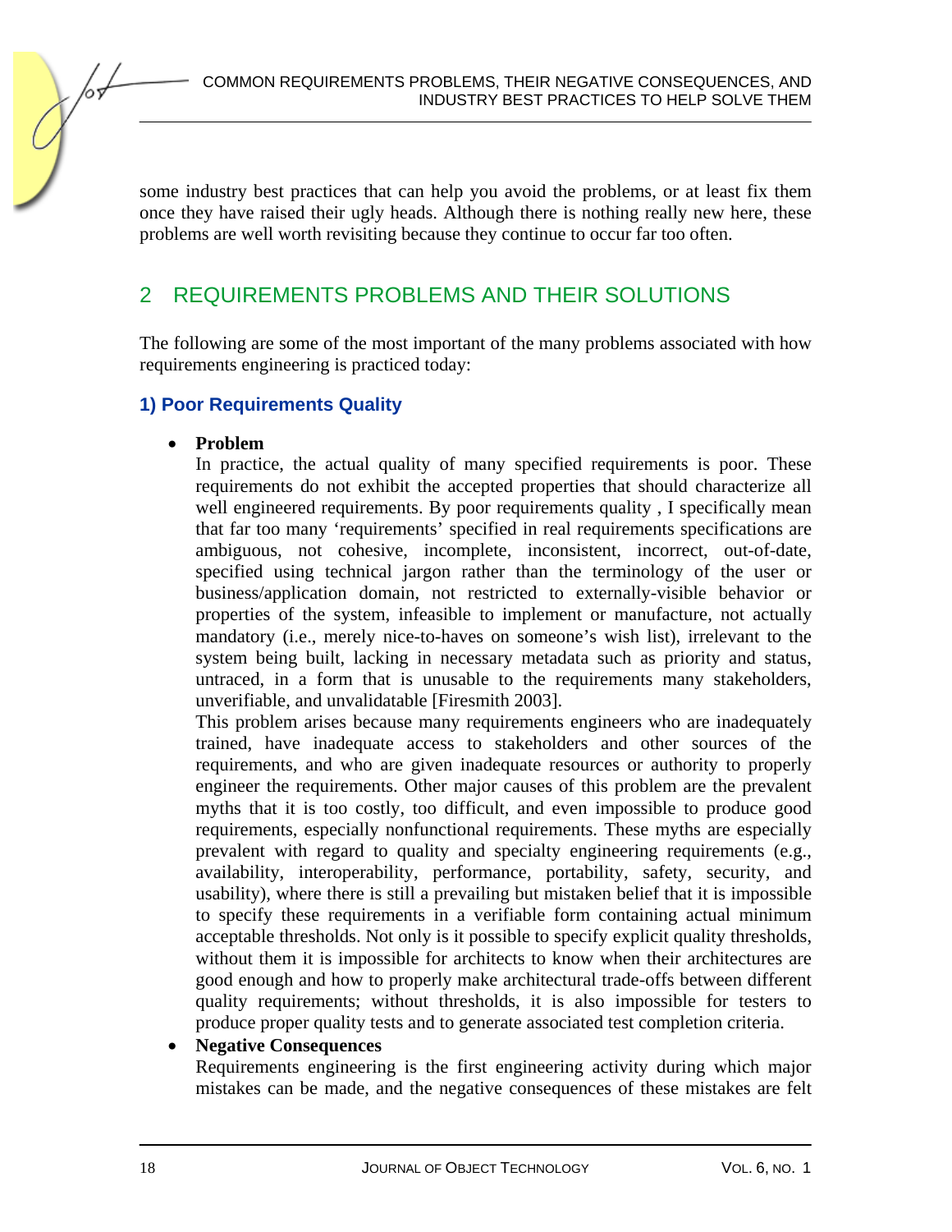some industry best practices that can help you avoid the problems, or at least fix them once they have raised their ugly heads. Although there is nothing really new here, these problems are well worth revisiting because they continue to occur far too often.

## 2 REQUIREMENTS PROBLEMS AND THEIR SOLUTIONS

The following are some of the most important of the many problems associated with how requirements engineering is practiced today:

### 1) Poor Requirements Quality

- **Problem**
  In practice, the actual quality of many specified requirements is poor. These requirements do not exhibit the accepted properties that should characterize all well engineered requirements. By poor requirements quality , I specifically mean that far too many 'requirements' specified in real requirements specifications are ambiguous, not cohesive, incomplete, inconsistent, incorrect, out-of-date, specified using technical jargon rather than the terminology of the user or business/application domain, not restricted to externally-visible behavior or properties of the system, infeasible to implement or manufacture, not actually mandatory (i.e., merely nice-to-haves on someone's wish list), irrelevant to the system being built, lacking in necessary metadata such as priority and status, untraced, in a form that is unusable to the requirements many stakeholders, unverifiable, and unvalidatable [Firesmith 2003].
  This problem arises because many requirements engineers who are inadequately trained, have inadequate access to stakeholders and other sources of the requirements, and who are given inadequate resources or authority to properly engineer the requirements. Other major causes of this problem are the prevalent myths that it is too costly, too difficult, and even impossible to produce good requirements, especially nonfunctional requirements. These myths are especially prevalent with regard to quality and specialty engineering requirements (e.g., availability, interoperability, performance, portability, safety, security, and usability), where there is still a prevailing but mistaken belief that it is impossible to specify these requirements in a verifiable form containing actual minimum acceptable thresholds. Not only is it possible to specify explicit quality thresholds, without them it is impossible for architects to know when their architectures are good enough and how to properly make architectural trade-offs between different quality requirements; without thresholds, it is also impossible for testers to produce proper quality tests and to generate associated test completion criteria.
- **Negative Consequences**
  Requirements engineering is the first engineering activity during which major mistakes can be made, and the negative consequences of these mistakes are felt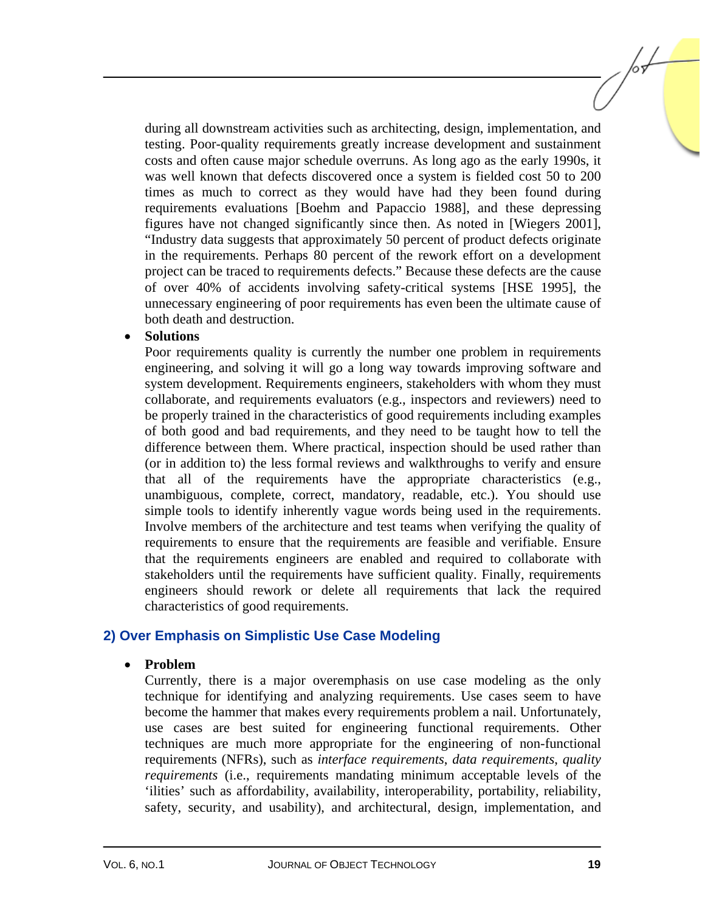during all downstream activities such as architecting, design, implementation, and testing. Poor-quality requirements greatly increase development and sustainment costs and often cause major schedule overruns. As long ago as the early 1990s, it was well known that defects discovered once a system is fielded cost 50 to 200 times as much to correct as they would have had they been found during requirements evaluations [Boehm and Papaccio 1988], and these depressing figures have not changed significantly since then. As noted in [Wiegers 2001], "Industry data suggests that approximately 50 percent of product defects originate in the requirements. Perhaps 80 percent of the rework effort on a development project can be traced to requirements defects." Because these defects are the cause of over 40% of accidents involving safety-critical systems [HSE 1995], the unnecessary engineering of poor requirements has even been the ultimate cause of both death and destruction.

- **Solutions**

  Poor requirements quality is currently the number one problem in requirements engineering, and solving it will go a long way towards improving software and system development. Requirements engineers, stakeholders with whom they must collaborate, and requirements evaluators (e.g., inspectors and reviewers) need to be properly trained in the characteristics of good requirements including examples of both good and bad requirements, and they need to be taught how to tell the difference between them. Where practical, inspection should be used rather than (or in addition to) the less formal reviews and walkthroughs to verify and ensure that all of the requirements have the appropriate characteristics (e.g., unambiguous, complete, correct, mandatory, readable, etc.). You should use simple tools to identify inherently vague words being used in the requirements. Involve members of the architecture and test teams when verifying the quality of requirements to ensure that the requirements are feasible and verifiable. Ensure that the requirements engineers are enabled and required to collaborate with stakeholders until the requirements have sufficient quality. Finally, requirements engineers should rework or delete all requirements that lack the required characteristics of good requirements.

## 2) Over Emphasis on Simplistic Use Case Modeling

- **Problem**

  Currently, there is a major overemphasis on use case modeling as the only technique for identifying and analyzing requirements. Use cases seem to have become the hammer that makes every requirements problem a nail. Unfortunately, use cases are best suited for engineering functional requirements. Other techniques are much more appropriate for the engineering of non-functional requirements (NFRs), such as *interface requirements*, *data requirements*, *quality requirements* (i.e., requirements mandating minimum acceptable levels of the 'ilities' such as affordability, availability, interoperability, portability, reliability, safety, security, and usability), and architectural, design, implementation, and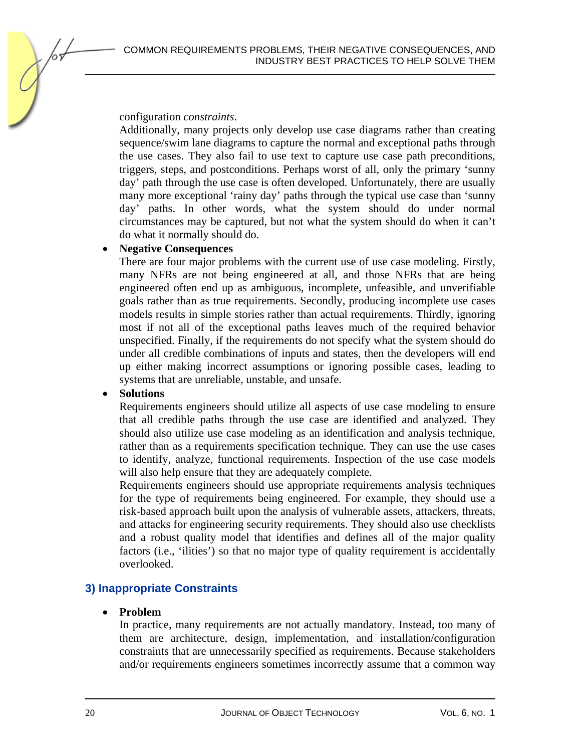configuration *constraints*.

Additionally, many projects only develop use case diagrams rather than creating sequence/swim lane diagrams to capture the normal and exceptional paths through the use cases. They also fail to use text to capture use case path preconditions, triggers, steps, and postconditions. Perhaps worst of all, only the primary 'sunny day' path through the use case is often developed. Unfortunately, there are usually many more exceptional 'rainy day' paths through the typical use case than 'sunny day' paths. In other words, what the system should do under normal circumstances may be captured, but not what the system should do when it can't do what it normally should do.

- **Negative Consequences**

  There are four major problems with the current use of use case modeling. Firstly, many NFRs are not being engineered at all, and those NFRs that are being engineered often end up as ambiguous, incomplete, unfeasible, and unverifiable goals rather than as true requirements. Secondly, producing incomplete use cases models results in simple stories rather than actual requirements. Thirdly, ignoring most if not all of the exceptional paths leaves much of the required behavior unspecified. Finally, if the requirements do not specify what the system should do under all credible combinations of inputs and states, then the developers will end up either making incorrect assumptions or ignoring possible cases, leading to systems that are unreliable, unstable, and unsafe.

- **Solutions**

  Requirements engineers should utilize all aspects of use case modeling to ensure that all credible paths through the use case are identified and analyzed. They should also utilize use case modeling as an identification and analysis technique, rather than as a requirements specification technique. They can use the use cases to identify, analyze, functional requirements. Inspection of the use case models will also help ensure that they are adequately complete.

  Requirements engineers should use appropriate requirements analysis techniques for the type of requirements being engineered. For example, they should use a risk-based approach built upon the analysis of vulnerable assets, attackers, threats, and attacks for engineering security requirements. They should also use checklists and a robust quality model that identifies and defines all of the major quality factors (i.e., 'ilities') so that no major type of quality requirement is accidentally overlooked.

## 3) Inappropriate Constraints

- **Problem**

  In practice, many requirements are not actually mandatory. Instead, too many of them are architecture, design, implementation, and installation/configuration constraints that are unnecessarily specified as requirements. Because stakeholders and/or requirements engineers sometimes incorrectly assume that a common way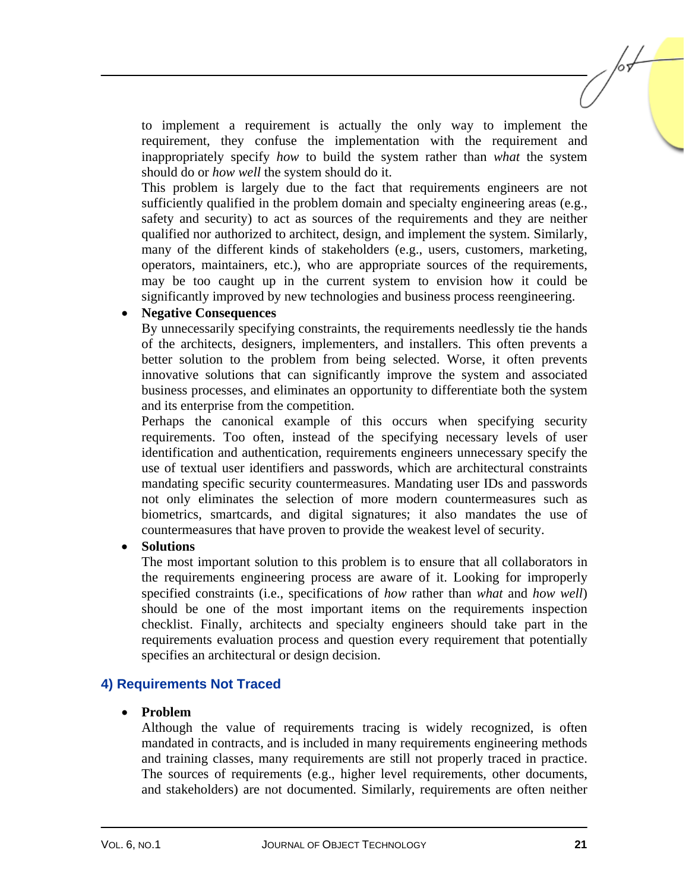to implement a requirement is actually the only way to implement the requirement, they confuse the implementation with the requirement and inappropriately specify *how* to build the system rather than *what* the system should do or *how well* the system should do it.

This problem is largely due to the fact that requirements engineers are not sufficiently qualified in the problem domain and specialty engineering areas (e.g., safety and security) to act as sources of the requirements and they are neither qualified nor authorized to architect, design, and implement the system. Similarly, many of the different kinds of stakeholders (e.g., users, customers, marketing, operators, maintainers, etc.), who are appropriate sources of the requirements, may be too caught up in the current system to envision how it could be significantly improved by new technologies and business process reengineering.

- **Negative Consequences**

  By unnecessarily specifying constraints, the requirements needlessly tie the hands of the architects, designers, implementers, and installers. This often prevents a better solution to the problem from being selected. Worse, it often prevents innovative solutions that can significantly improve the system and associated business processes, and eliminates an opportunity to differentiate both the system and its enterprise from the competition.

  Perhaps the canonical example of this occurs when specifying security requirements. Too often, instead of the specifying necessary levels of user identification and authentication, requirements engineers unnecessary specify the use of textual user identifiers and passwords, which are architectural constraints mandating specific security countermeasures. Mandating user IDs and passwords not only eliminates the selection of more modern countermeasures such as biometrics, smartcards, and digital signatures; it also mandates the use of countermeasures that have proven to provide the weakest level of security.

- **Solutions**

  The most important solution to this problem is to ensure that all collaborators in the requirements engineering process are aware of it. Looking for improperly specified constraints (i.e., specifications of *how* rather than *what* and *how well*) should be one of the most important items on the requirements inspection checklist. Finally, architects and specialty engineers should take part in the requirements evaluation process and question every requirement that potentially specifies an architectural or design decision.

### 4) Requirements Not Traced

- **Problem**

  Although the value of requirements tracing is widely recognized, is often mandated in contracts, and is included in many requirements engineering methods and training classes, many requirements are still not properly traced in practice. The sources of requirements (e.g., higher level requirements, other documents, and stakeholders) are not documented. Similarly, requirements are often neither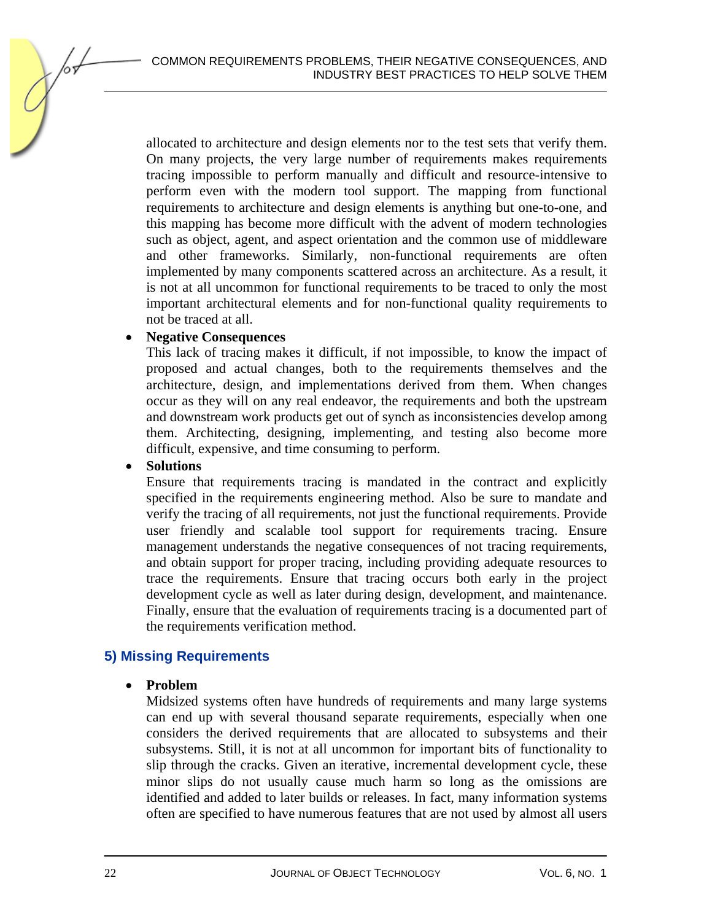allocated to architecture and design elements nor to the test sets that verify them. On many projects, the very large number of requirements makes requirements tracing impossible to perform manually and difficult and resource-intensive to perform even with the modern tool support. The mapping from functional requirements to architecture and design elements is anything but one-to-one, and this mapping has become more difficult with the advent of modern technologies such as object, agent, and aspect orientation and the common use of middleware and other frameworks. Similarly, non-functional requirements are often implemented by many components scattered across an architecture. As a result, it is not at all uncommon for functional requirements to be traced to only the most important architectural elements and for non-functional quality requirements to not be traced at all.

- **Negative Consequences**
  This lack of tracing makes it difficult, if not impossible, to know the impact of proposed and actual changes, both to the requirements themselves and the architecture, design, and implementations derived from them. When changes occur as they will on any real endeavor, the requirements and both the upstream and downstream work products get out of synch as inconsistencies develop among them. Architecting, designing, implementing, and testing also become more difficult, expensive, and time consuming to perform.
- **Solutions**
  Ensure that requirements tracing is mandated in the contract and explicitly specified in the requirements engineering method. Also be sure to mandate and verify the tracing of all requirements, not just the functional requirements. Provide user friendly and scalable tool support for requirements tracing. Ensure management understands the negative consequences of not tracing requirements, and obtain support for proper tracing, including providing adequate resources to trace the requirements. Ensure that tracing occurs both early in the project development cycle as well as later during design, development, and maintenance. Finally, ensure that the evaluation of requirements tracing is a documented part of the requirements verification method.

## 5) Missing Requirements

- **Problem**
  Midsized systems often have hundreds of requirements and many large systems can end up with several thousand separate requirements, especially when one considers the derived requirements that are allocated to subsystems and their subsystems. Still, it is not at all uncommon for important bits of functionality to slip through the cracks. Given an iterative, incremental development cycle, these minor slips do not usually cause much harm so long as the omissions are identified and added to later builds or releases. In fact, many information systems often are specified to have numerous features that are not used by almost all users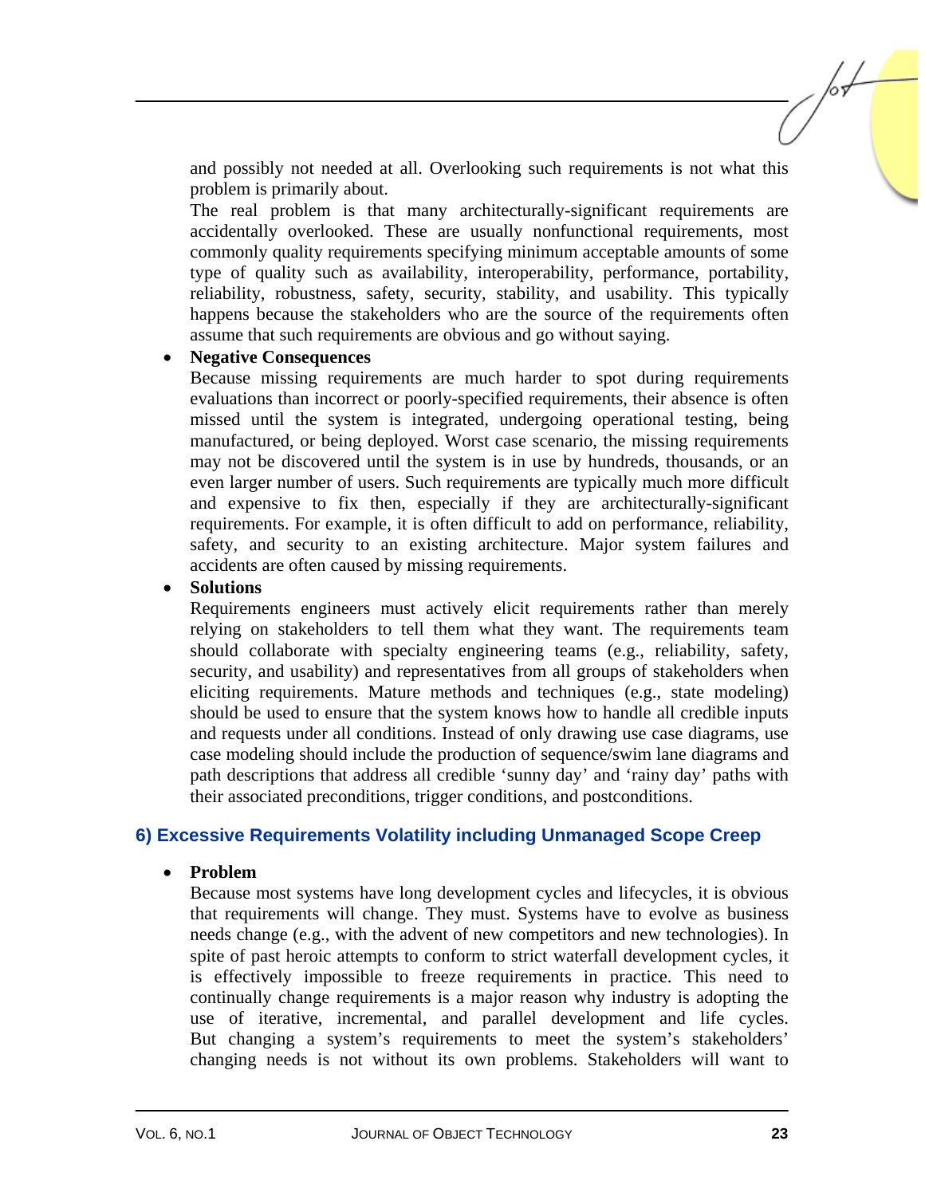and possibly not needed at all. Overlooking such requirements is not what this problem is primarily about.

The real problem is that many architecturally-significant requirements are accidentally overlooked. These are usually nonfunctional requirements, most commonly quality requirements specifying minimum acceptable amounts of some type of quality such as availability, interoperability, performance, portability, reliability, robustness, safety, security, stability, and usability. This typically happens because the stakeholders who are the source of the requirements often assume that such requirements are obvious and go without saying.

- **Negative Consequences**
  Because missing requirements are much harder to spot during requirements evaluations than incorrect or poorly-specified requirements, their absence is often missed until the system is integrated, undergoing operational testing, being manufactured, or being deployed. Worst case scenario, the missing requirements may not be discovered until the system is in use by hundreds, thousands, or an even larger number of users. Such requirements are typically much more difficult and expensive to fix then, especially if they are architecturally-significant requirements. For example, it is often difficult to add on performance, reliability, safety, and security to an existing architecture. Major system failures and accidents are often caused by missing requirements.

- **Solutions**
  Requirements engineers must actively elicit requirements rather than merely relying on stakeholders to tell them what they want. The requirements team should collaborate with specialty engineering teams (e.g., reliability, safety, security, and usability) and representatives from all groups of stakeholders when eliciting requirements. Mature methods and techniques (e.g., state modeling) should be used to ensure that the system knows how to handle all credible inputs and requests under all conditions. Instead of only drawing use case diagrams, use case modeling should include the production of sequence/swim lane diagrams and path descriptions that address all credible 'sunny day' and 'rainy day' paths with their associated preconditions, trigger conditions, and postconditions.

## 6) Excessive Requirements Volatility including Unmanaged Scope Creep

- **Problem**
  Because most systems have long development cycles and lifecycles, it is obvious that requirements will change. They must. Systems have to evolve as business needs change (e.g., with the advent of new competitors and new technologies). In spite of past heroic attempts to conform to strict waterfall development cycles, it is effectively impossible to freeze requirements in practice. This need to continually change requirements is a major reason why industry is adopting the use of iterative, incremental, and parallel development and life cycles. But changing a system's requirements to meet the system's stakeholders' changing needs is not without its own problems. Stakeholders will want to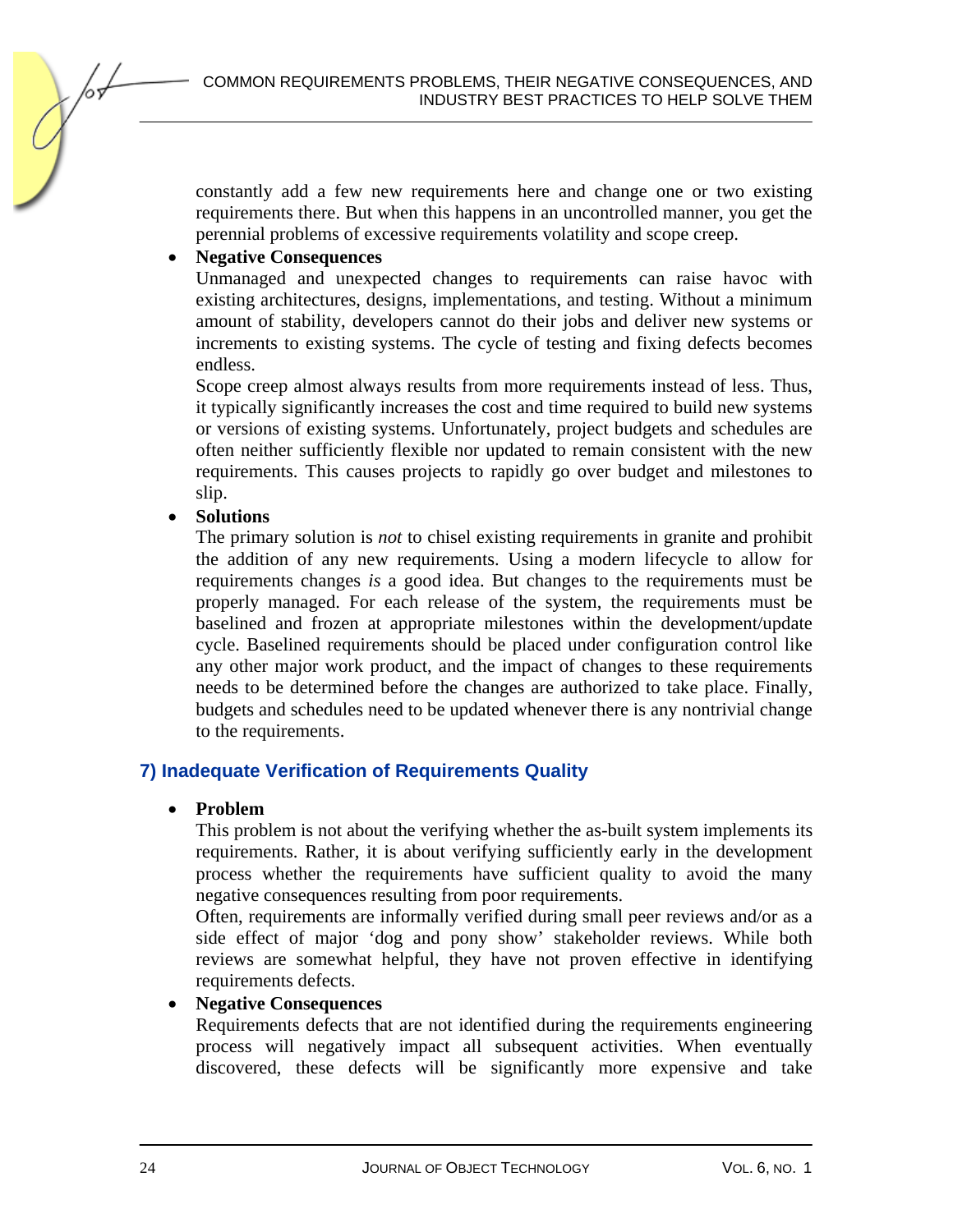constantly add a few new requirements here and change one or two existing requirements there. But when this happens in an uncontrolled manner, you get the perennial problems of excessive requirements volatility and scope creep.

- **Negative Consequences**
  Unmanaged and unexpected changes to requirements can raise havoc with existing architectures, designs, implementations, and testing. Without a minimum amount of stability, developers cannot do their jobs and deliver new systems or increments to existing systems. The cycle of testing and fixing defects becomes endless.
  Scope creep almost always results from more requirements instead of less. Thus, it typically significantly increases the cost and time required to build new systems or versions of existing systems. Unfortunately, project budgets and schedules are often neither sufficiently flexible nor updated to remain consistent with the new requirements. This causes projects to rapidly go over budget and milestones to slip.
- **Solutions**
  The primary solution is *not* to chisel existing requirements in granite and prohibit the addition of any new requirements. Using a modern lifecycle to allow for requirements changes *is* a good idea. But changes to the requirements must be properly managed. For each release of the system, the requirements must be baselined and frozen at appropriate milestones within the development/update cycle. Baselined requirements should be placed under configuration control like any other major work product, and the impact of changes to these requirements needs to be determined before the changes are authorized to take place. Finally, budgets and schedules need to be updated whenever there is any nontrivial change to the requirements.

## 7) Inadequate Verification of Requirements Quality

- **Problem**
  This problem is not about the verifying whether the as-built system implements its requirements. Rather, it is about verifying sufficiently early in the development process whether the requirements have sufficient quality to avoid the many negative consequences resulting from poor requirements.
  Often, requirements are informally verified during small peer reviews and/or as a side effect of major 'dog and pony show' stakeholder reviews. While both reviews are somewhat helpful, they have not proven effective in identifying requirements defects.
- **Negative Consequences**
  Requirements defects that are not identified during the requirements engineering process will negatively impact all subsequent activities. When eventually discovered, these defects will be significantly more expensive and take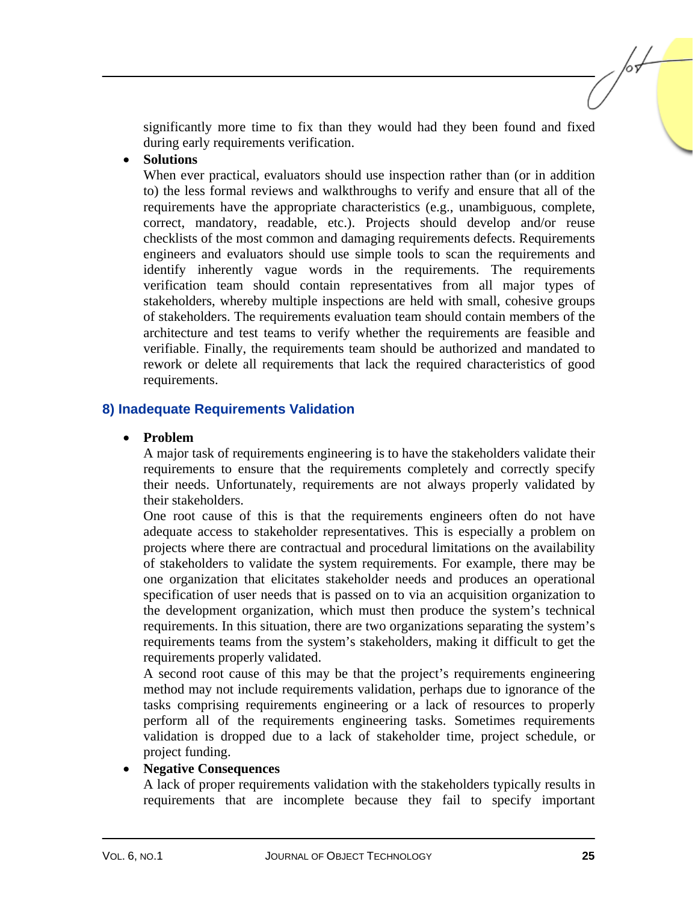significantly more time to fix than they would had they been found and fixed during early requirements verification.

- **Solutions**

  When ever practical, evaluators should use inspection rather than (or in addition to) the less formal reviews and walkthroughs to verify and ensure that all of the requirements have the appropriate characteristics (e.g., unambiguous, complete, correct, mandatory, readable, etc.). Projects should develop and/or reuse checklists of the most common and damaging requirements defects. Requirements engineers and evaluators should use simple tools to scan the requirements and identify inherently vague words in the requirements. The requirements verification team should contain representatives from all major types of stakeholders, whereby multiple inspections are held with small, cohesive groups of stakeholders. The requirements evaluation team should contain members of the architecture and test teams to verify whether the requirements are feasible and verifiable. Finally, the requirements team should be authorized and mandated to rework or delete all requirements that lack the required characteristics of good requirements.

### 8) Inadequate Requirements Validation

- **Problem**

  A major task of requirements engineering is to have the stakeholders validate their requirements to ensure that the requirements completely and correctly specify their needs. Unfortunately, requirements are not always properly validated by their stakeholders.

  One root cause of this is that the requirements engineers often do not have adequate access to stakeholder representatives. This is especially a problem on projects where there are contractual and procedural limitations on the availability of stakeholders to validate the system requirements. For example, there may be one organization that elicitates stakeholder needs and produces an operational specification of user needs that is passed on to via an acquisition organization to the development organization, which must then produce the system's technical requirements. In this situation, there are two organizations separating the system's requirements teams from the system's stakeholders, making it difficult to get the requirements properly validated.

  A second root cause of this may be that the project's requirements engineering method may not include requirements validation, perhaps due to ignorance of the tasks comprising requirements engineering or a lack of resources to properly perform all of the requirements engineering tasks. Sometimes requirements validation is dropped due to a lack of stakeholder time, project schedule, or project funding.

- **Negative Consequences**

  A lack of proper requirements validation with the stakeholders typically results in requirements that are incomplete because they fail to specify important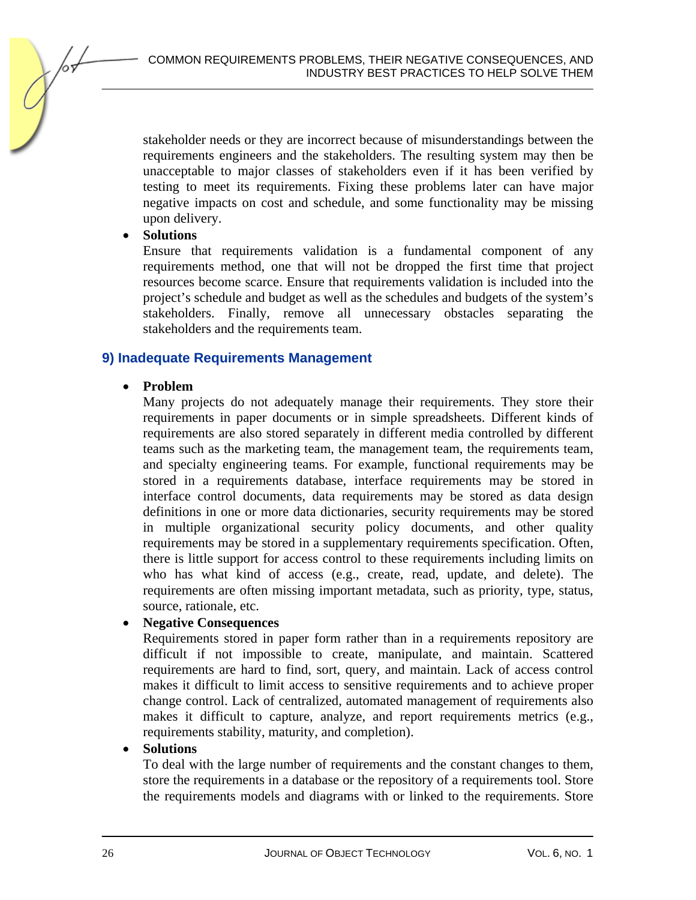stakeholder needs or they are incorrect because of misunderstandings between the requirements engineers and the stakeholders. The resulting system may then be unacceptable to major classes of stakeholders even if it has been verified by testing to meet its requirements. Fixing these problems later can have major negative impacts on cost and schedule, and some functionality may be missing upon delivery.

- **Solutions**
  Ensure that requirements validation is a fundamental component of any requirements method, one that will not be dropped the first time that project resources become scarce. Ensure that requirements validation is included into the project's schedule and budget as well as the schedules and budgets of the system's stakeholders. Finally, remove all unnecessary obstacles separating the stakeholders and the requirements team.

## 9) Inadequate Requirements Management

- **Problem**
  Many projects do not adequately manage their requirements. They store their requirements in paper documents or in simple spreadsheets. Different kinds of requirements are also stored separately in different media controlled by different teams such as the marketing team, the management team, the requirements team, and specialty engineering teams. For example, functional requirements may be stored in a requirements database, interface requirements may be stored in interface control documents, data requirements may be stored as data design definitions in one or more data dictionaries, security requirements may be stored in multiple organizational security policy documents, and other quality requirements may be stored in a supplementary requirements specification. Often, there is little support for access control to these requirements including limits on who has what kind of access (e.g., create, read, update, and delete). The requirements are often missing important metadata, such as priority, type, status, source, rationale, etc.
- **Negative Consequences**
  Requirements stored in paper form rather than in a requirements repository are difficult if not impossible to create, manipulate, and maintain. Scattered requirements are hard to find, sort, query, and maintain. Lack of access control makes it difficult to limit access to sensitive requirements and to achieve proper change control. Lack of centralized, automated management of requirements also makes it difficult to capture, analyze, and report requirements metrics (e.g., requirements stability, maturity, and completion).
- **Solutions**
  To deal with the large number of requirements and the constant changes to them, store the requirements in a database or the repository of a requirements tool. Store the requirements models and diagrams with or linked to the requirements. Store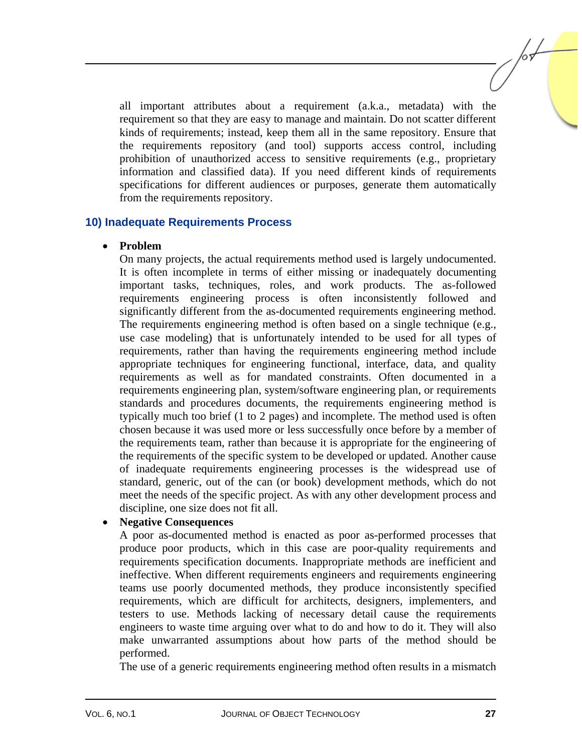all important attributes about a requirement (a.k.a., metadata) with the requirement so that they are easy to manage and maintain. Do not scatter different kinds of requirements; instead, keep them all in the same repository. Ensure that the requirements repository (and tool) supports access control, including prohibition of unauthorized access to sensitive requirements (e.g., proprietary information and classified data). If you need different kinds of requirements specifications for different audiences or purposes, generate them automatically from the requirements repository.

### 10) Inadequate Requirements Process

- **Problem**
  On many projects, the actual requirements method used is largely undocumented. It is often incomplete in terms of either missing or inadequately documenting important tasks, techniques, roles, and work products. The as-followed requirements engineering process is often inconsistently followed and significantly different from the as-documented requirements engineering method. The requirements engineering method is often based on a single technique (e.g., use case modeling) that is unfortunately intended to be used for all types of requirements, rather than having the requirements engineering method include appropriate techniques for engineering functional, interface, data, and quality requirements as well as for mandated constraints. Often documented in a requirements engineering plan, system/software engineering plan, or requirements standards and procedures documents, the requirements engineering method is typically much too brief (1 to 2 pages) and incomplete. The method used is often chosen because it was used more or less successfully once before by a member of the requirements team, rather than because it is appropriate for the engineering of the requirements of the specific system to be developed or updated. Another cause of inadequate requirements engineering processes is the widespread use of standard, generic, out of the can (or book) development methods, which do not meet the needs of the specific project. As with any other development process and discipline, one size does not fit all.
- **Negative Consequences**
  A poor as-documented method is enacted as poor as-performed processes that produce poor products, which in this case are poor-quality requirements and requirements specification documents. Inappropriate methods are inefficient and ineffective. When different requirements engineers and requirements engineering teams use poorly documented methods, they produce inconsistently specified requirements, which are difficult for architects, designers, implementers, and testers to use. Methods lacking of necessary detail cause the requirements engineers to waste time arguing over what to do and how to do it. They will also make unwarranted assumptions about how parts of the method should be performed.
  The use of a generic requirements engineering method often results in a mismatch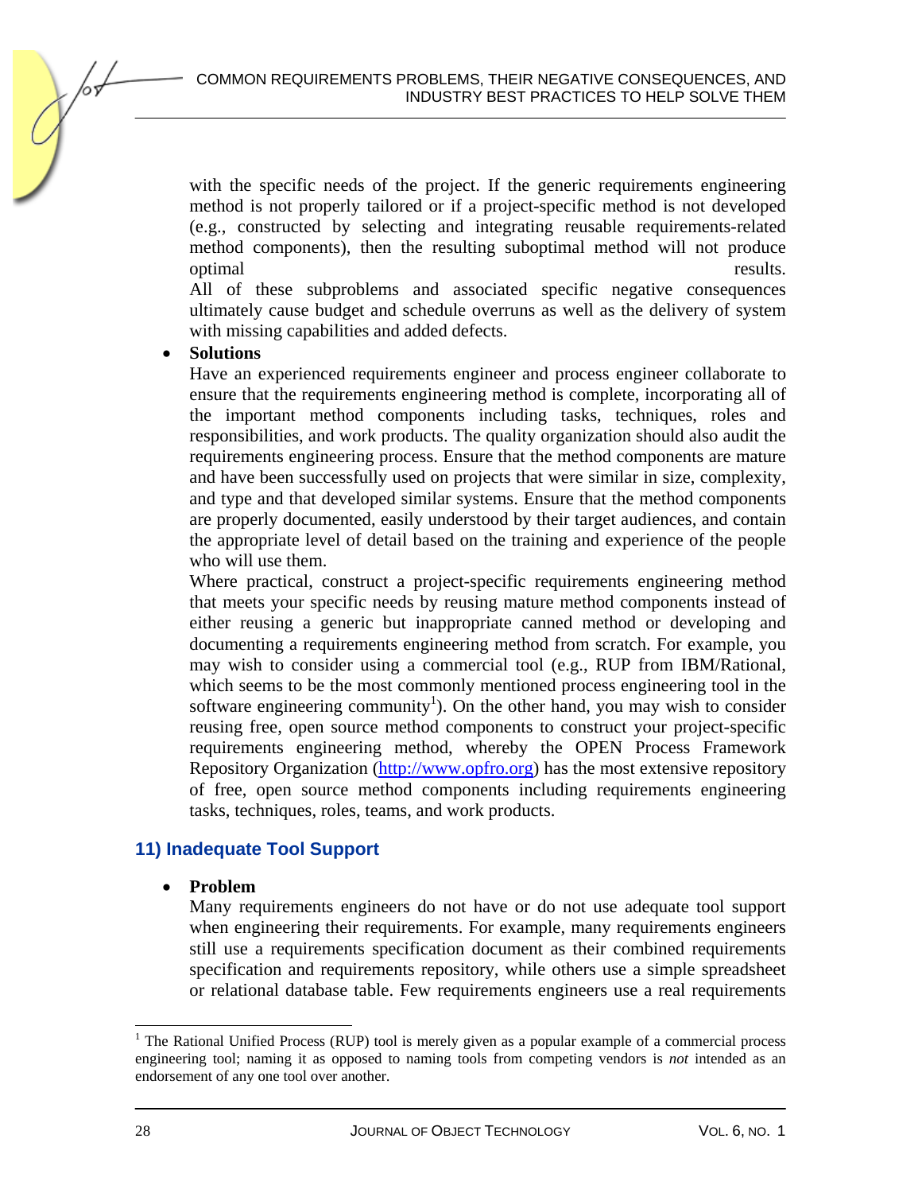with the specific needs of the project. If the generic requirements engineering method is not properly tailored or if a project-specific method is not developed (e.g., constructed by selecting and integrating reusable requirements-related method components), then the resulting suboptimal method will not produce optimal results.

All of these subproblems and associated specific negative consequences ultimately cause budget and schedule overruns as well as the delivery of system with missing capabilities and added defects.

- **Solutions**

  Have an experienced requirements engineer and process engineer collaborate to ensure that the requirements engineering method is complete, incorporating all of the important method components including tasks, techniques, roles and responsibilities, and work products. The quality organization should also audit the requirements engineering process. Ensure that the method components are mature and have been successfully used on projects that were similar in size, complexity, and type and that developed similar systems. Ensure that the method components are properly documented, easily understood by their target audiences, and contain the appropriate level of detail based on the training and experience of the people who will use them.

  Where practical, construct a project-specific requirements engineering method that meets your specific needs by reusing mature method components instead of either reusing a generic but inappropriate canned method or developing and documenting a requirements engineering method from scratch. For example, you may wish to consider using a commercial tool (e.g., RUP from IBM/Rational, which seems to be the most commonly mentioned process engineering tool in the software engineering community[1]). On the other hand, you may wish to consider reusing free, open source method components to construct your project-specific requirements engineering method, whereby the OPEN Process Framework Repository Organization (http://www.opfro.org) has the most extensive repository of free, open source method components including requirements engineering tasks, techniques, roles, teams, and work products.

## 11) Inadequate Tool Support

- **Problem**

  Many requirements engineers do not have or do not use adequate tool support when engineering their requirements. For example, many requirements engineers still use a requirements specification document as their combined requirements specification and requirements repository, while others use a simple spreadsheet or relational database table. Few requirements engineers use a real requirements

[1] The Rational Unified Process (RUP) tool is merely given as a popular example of a commercial process engineering tool; naming it as opposed to naming tools from competing vendors is *not* intended as an endorsement of any one tool over another.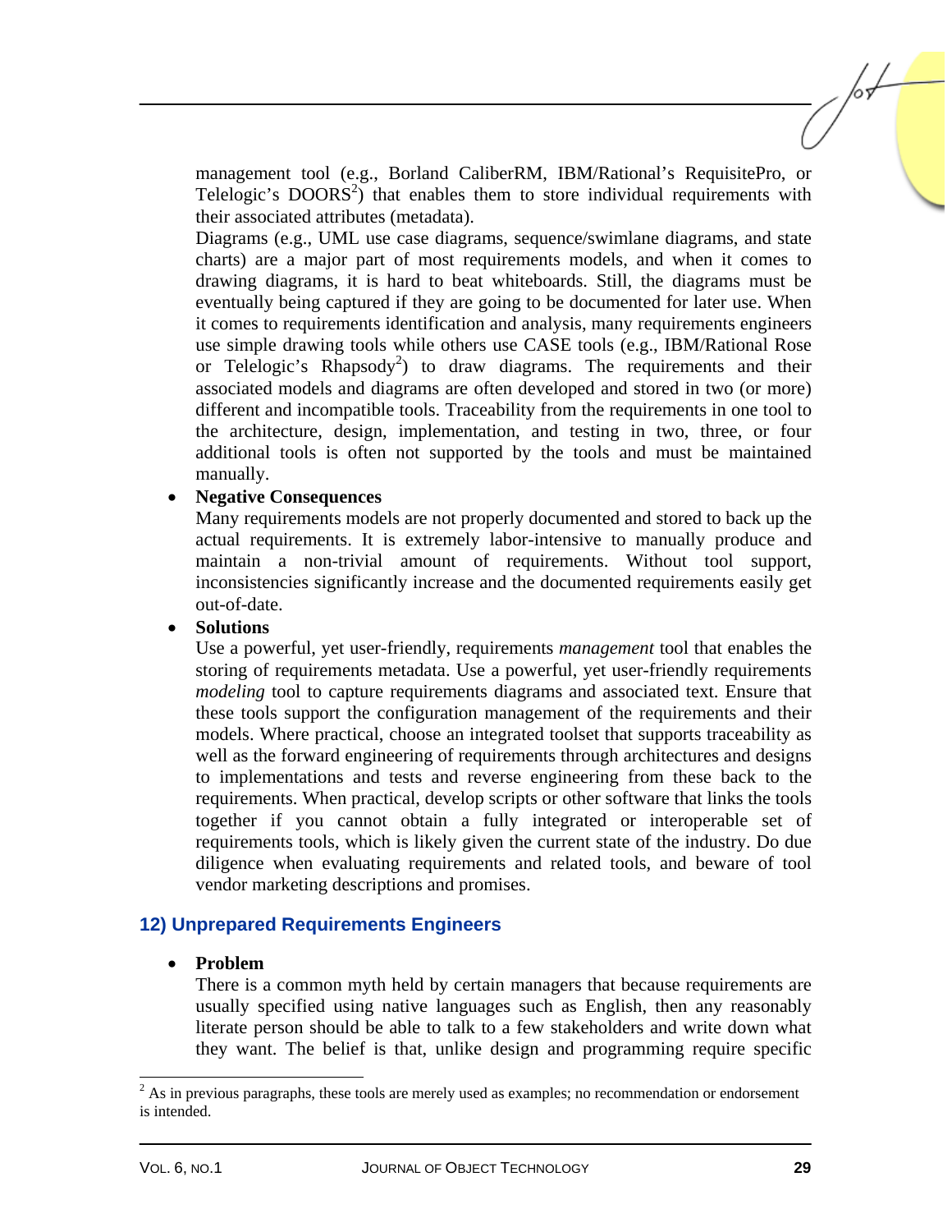management tool (e.g., Borland CaliberRM, IBM/Rational's RequisitePro, or Telelogic's DOORS[2]) that enables them to store individual requirements with their associated attributes (metadata).

Diagrams (e.g., UML use case diagrams, sequence/swimlane diagrams, and state charts) are a major part of most requirements models, and when it comes to drawing diagrams, it is hard to beat whiteboards. Still, the diagrams must be eventually being captured if they are going to be documented for later use. When it comes to requirements identification and analysis, many requirements engineers use simple drawing tools while others use CASE tools (e.g., IBM/Rational Rose or Telelogic's Rhapsody[2]) to draw diagrams. The requirements and their associated models and diagrams are often developed and stored in two (or more) different and incompatible tools. Traceability from the requirements in one tool to the architecture, design, implementation, and testing in two, three, or four additional tools is often not supported by the tools and must be maintained manually.

- **Negative Consequences**
  Many requirements models are not properly documented and stored to back up the actual requirements. It is extremely labor-intensive to manually produce and maintain a non-trivial amount of requirements. Without tool support, inconsistencies significantly increase and the documented requirements easily get out-of-date.
- **Solutions**
  Use a powerful, yet user-friendly, requirements *management* tool that enables the storing of requirements metadata. Use a powerful, yet user-friendly requirements *modeling* tool to capture requirements diagrams and associated text. Ensure that these tools support the configuration management of the requirements and their models. Where practical, choose an integrated toolset that supports traceability as well as the forward engineering of requirements through architectures and designs to implementations and tests and reverse engineering from these back to the requirements. When practical, develop scripts or other software that links the tools together if you cannot obtain a fully integrated or interoperable set of requirements tools, which is likely given the current state of the industry. Do due diligence when evaluating requirements and related tools, and beware of tool vendor marketing descriptions and promises.

## 12) Unprepared Requirements Engineers

- **Problem**
  There is a common myth held by certain managers that because requirements are usually specified using native languages such as English, then any reasonably literate person should be able to talk to a few stakeholders and write down what they want. The belief is that, unlike design and programming require specific

[2] As in previous paragraphs, these tools are merely used as examples; no recommendation or endorsement is intended.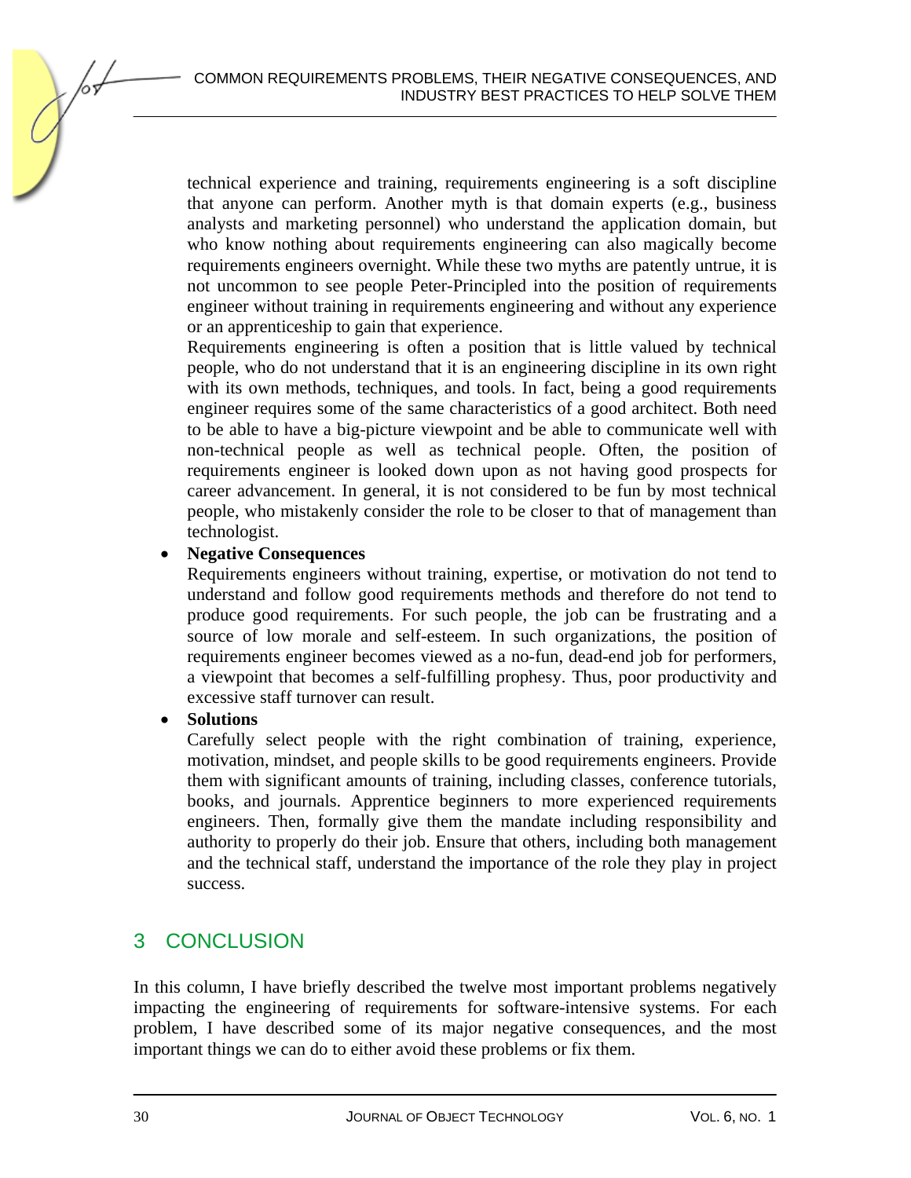technical experience and training, requirements engineering is a soft discipline that anyone can perform. Another myth is that domain experts (e.g., business analysts and marketing personnel) who understand the application domain, but who know nothing about requirements engineering can also magically become requirements engineers overnight. While these two myths are patently untrue, it is not uncommon to see people Peter-Principled into the position of requirements engineer without training in requirements engineering and without any experience or an apprenticeship to gain that experience.

Requirements engineering is often a position that is little valued by technical people, who do not understand that it is an engineering discipline in its own right with its own methods, techniques, and tools. In fact, being a good requirements engineer requires some of the same characteristics of a good architect. Both need to be able to have a big-picture viewpoint and be able to communicate well with non-technical people as well as technical people. Often, the position of requirements engineer is looked down upon as not having good prospects for career advancement. In general, it is not considered to be fun by most technical people, who mistakenly consider the role to be closer to that of management than technologist.

- **Negative Consequences**

  Requirements engineers without training, expertise, or motivation do not tend to understand and follow good requirements methods and therefore do not tend to produce good requirements. For such people, the job can be frustrating and a source of low morale and self-esteem. In such organizations, the position of requirements engineer becomes viewed as a no-fun, dead-end job for performers, a viewpoint that becomes a self-fulfilling prophesy. Thus, poor productivity and excessive staff turnover can result.

- **Solutions**

  Carefully select people with the right combination of training, experience, motivation, mindset, and people skills to be good requirements engineers. Provide them with significant amounts of training, including classes, conference tutorials, books, and journals. Apprentice beginners to more experienced requirements engineers. Then, formally give them the mandate including responsibility and authority to properly do their job. Ensure that others, including both management and the technical staff, understand the importance of the role they play in project success.

## 3 CONCLUSION

In this column, I have briefly described the twelve most important problems negatively impacting the engineering of requirements for software-intensive systems. For each problem, I have described some of its major negative consequences, and the most important things we can do to either avoid these problems or fix them.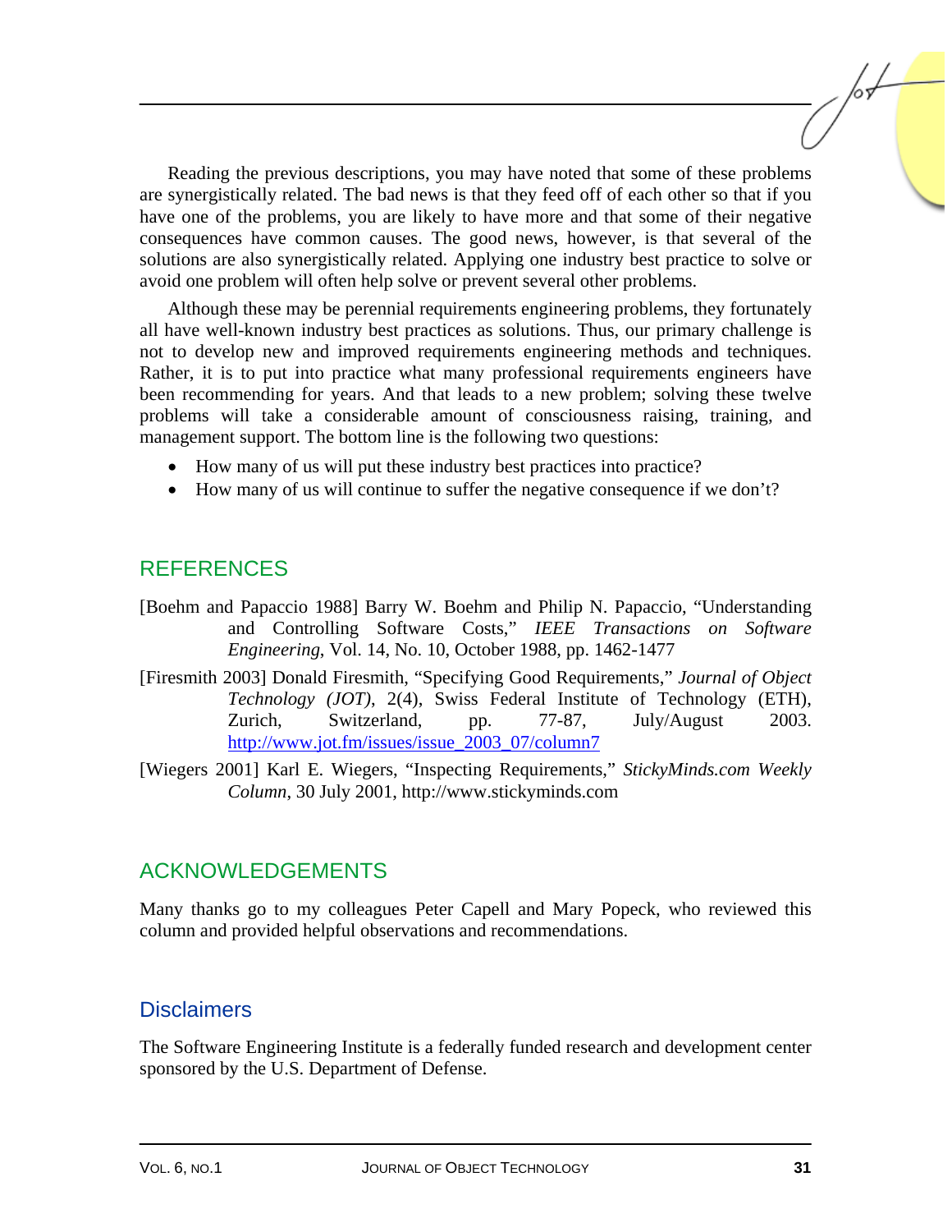Reading the previous descriptions, you may have noted that some of these problems are synergistically related. The bad news is that they feed off of each other so that if you have one of the problems, you are likely to have more and that some of their negative consequences have common causes. The good news, however, is that several of the solutions are also synergistically related. Applying one industry best practice to solve or avoid one problem will often help solve or prevent several other problems.

Although these may be perennial requirements engineering problems, they fortunately all have well-known industry best practices as solutions. Thus, our primary challenge is not to develop new and improved requirements engineering methods and techniques. Rather, it is to put into practice what many professional requirements engineers have been recommending for years. And that leads to a new problem; solving these twelve problems will take a considerable amount of consciousness raising, training, and management support. The bottom line is the following two questions:

- How many of us will put these industry best practices into practice?
- How many of us will continue to suffer the negative consequence if we don't?

## REFERENCES

[Boehm and Papaccio 1988] Barry W. Boehm and Philip N. Papaccio, "Understanding and Controlling Software Costs," *IEEE Transactions on Software Engineering*, Vol. 14, No. 10, October 1988, pp. 1462-1477

[Firesmith 2003] Donald Firesmith, "Specifying Good Requirements," *Journal of Object Technology (JOT)*, 2(4), Swiss Federal Institute of Technology (ETH), Zurich, Switzerland, pp. 77-87, July/August 2003. http://www.jot.fm/issues/issue_2003_07/column7

[Wiegers 2001] Karl E. Wiegers, "Inspecting Requirements," *StickyMinds.com Weekly Column*, 30 July 2001, http://www.stickyminds.com

## ACKNOWLEDGEMENTS

Many thanks go to my colleagues Peter Capell and Mary Popeck, who reviewed this column and provided helpful observations and recommendations.

## Disclaimers

The Software Engineering Institute is a federally funded research and development center sponsored by the U.S. Department of Defense.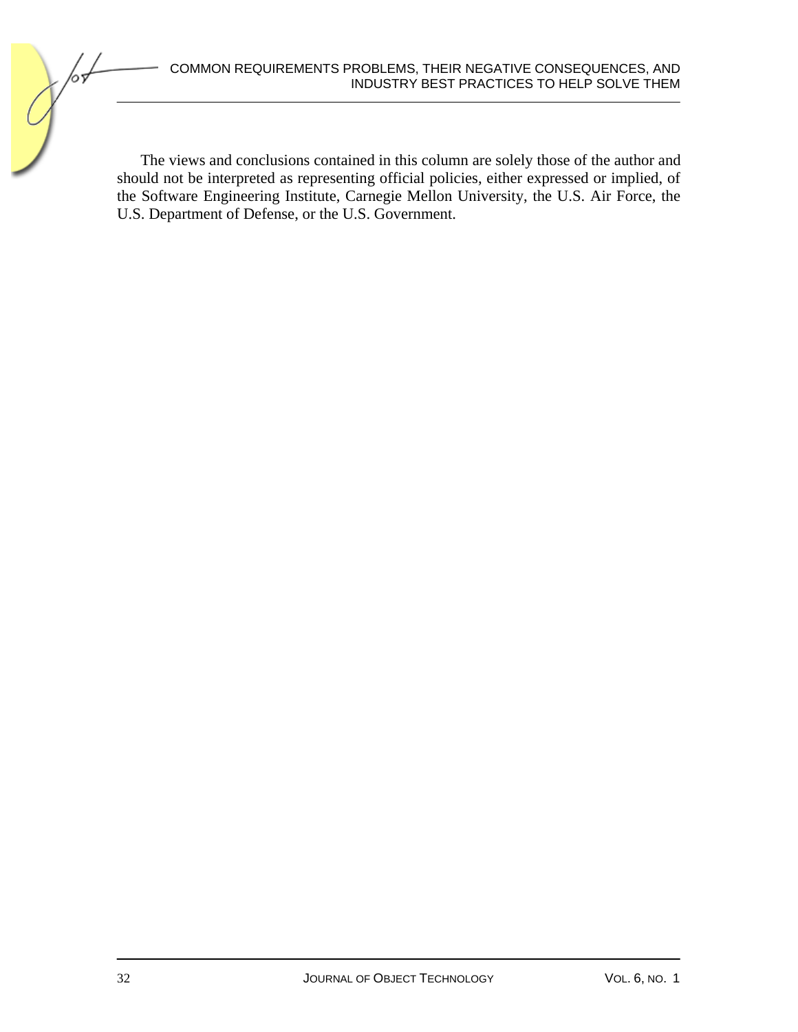The views and conclusions contained in this column are solely those of the author and should not be interpreted as representing official policies, either expressed or implied, of the Software Engineering Institute, Carnegie Mellon University, the U.S. Air Force, the U.S. Department of Defense, or the U.S. Government.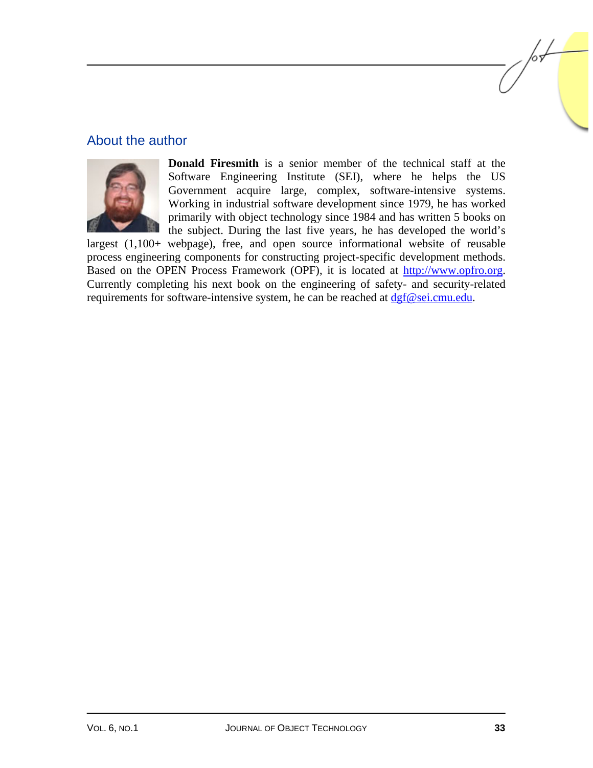## About the author

**Donald Firesmith** is a senior member of the technical staff at the Software Engineering Institute (SEI), where he helps the US Government acquire large, complex, software-intensive systems. Working in industrial software development since 1979, he has worked primarily with object technology since 1984 and has written 5 books on the subject. During the last five years, he has developed the world's largest (1,100+ webpage), free, and open source informational website of reusable process engineering components for constructing project-specific development methods. Based on the OPEN Process Framework (OPF), it is located at http://www.opfro.org. Currently completing his next book on the engineering of safety- and security-related requirements for software-intensive system, he can be reached at dgf@sei.cmu.edu.